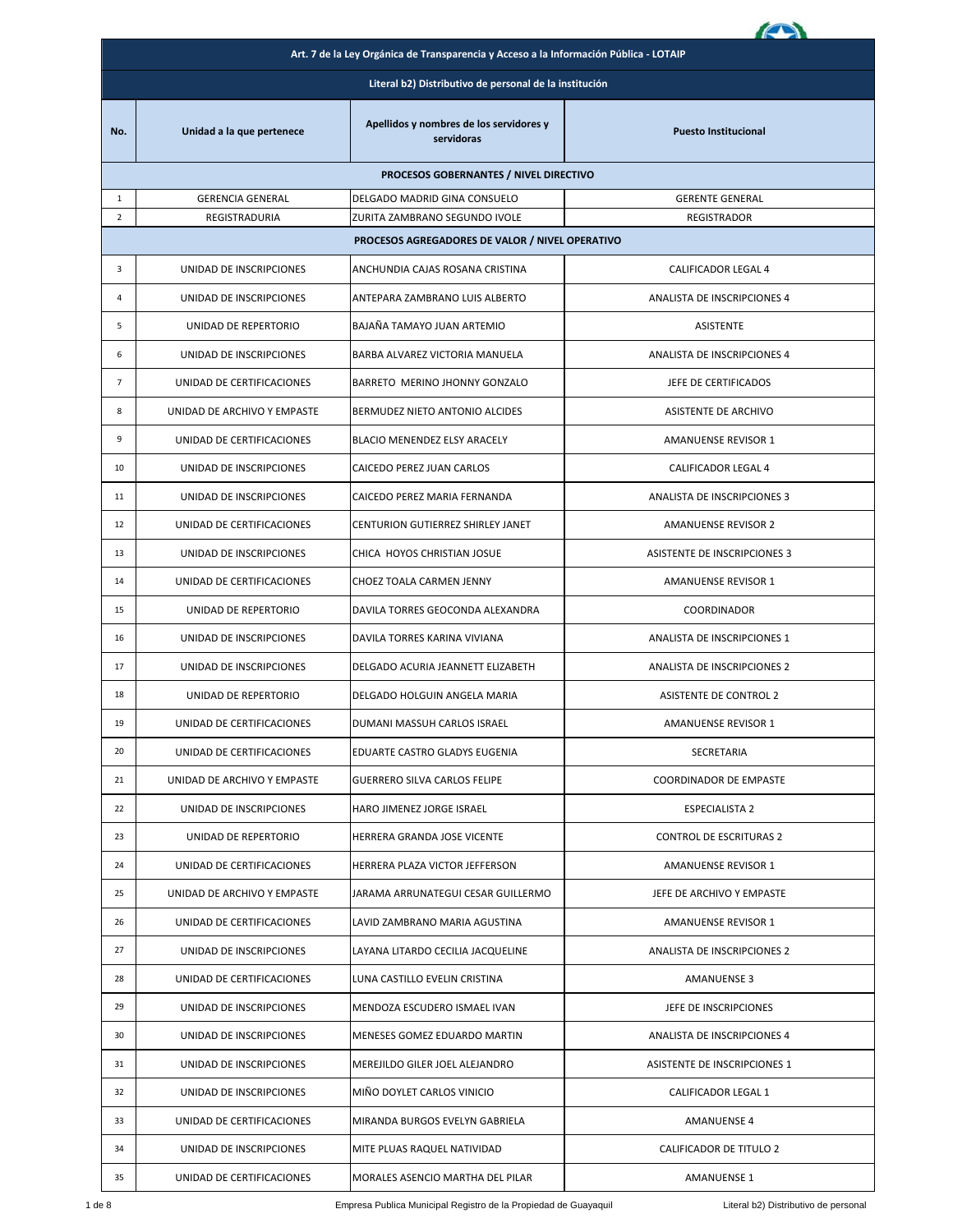| Art. 7 de la Ley Orgánica de Transparencia y Acceso a la Información Pública - LOTAIP | | | |
|---|---|---|---|
| **Literal b2) Distributivo de personal de la institución** | | | |
| **No.** | **Unidad a la que pertenece** | **Apellidos y nombres de los servidores y servidoras** | **Puesto Institucional** |
| **PROCESOS GOBERNANTES / NIVEL DIRECTIVO** | | | |
| 1 | GERENCIA GENERAL | DELGADO MADRID GINA CONSUELO | GERENTE GENERAL |
| 2 | REGISTRADURIA | ZURITA ZAMBRANO SEGUNDO IVOLE | REGISTRADOR |
| **PROCESOS AGREGADORES DE VALOR / NIVEL OPERATIVO** | | | |
| 3 | UNIDAD DE INSCRIPCIONES | ANCHUNDIA CAJAS ROSANA CRISTINA | CALIFICADOR LEGAL 4 |
| 4 | UNIDAD DE INSCRIPCIONES | ANTEPARA ZAMBRANO LUIS ALBERTO | ANALISTA DE INSCRIPCIONES 4 |
| 5 | UNIDAD DE REPERTORIO | BAJAÑA TAMAYO JUAN ARTEMIO | ASISTENTE |
| 6 | UNIDAD DE INSCRIPCIONES | BARBA ALVAREZ VICTORIA MANUELA | ANALISTA DE INSCRIPCIONES 4 |
| 7 | UNIDAD DE CERTIFICACIONES | BARRETO MERINO JHONNY GONZALO | JEFE DE CERTIFICADOS |
| 8 | UNIDAD DE ARCHIVO Y EMPASTE | BERMUDEZ NIETO ANTONIO ALCIDES | ASISTENTE DE ARCHIVO |
| 9 | UNIDAD DE CERTIFICACIONES | BLACIO MENENDEZ ELSY ARACELY | AMANUENSE REVISOR 1 |
| 10 | UNIDAD DE INSCRIPCIONES | CAICEDO PEREZ JUAN CARLOS | CALIFICADOR LEGAL 4 |
| 11 | UNIDAD DE INSCRIPCIONES | CAICEDO PEREZ MARIA FERNANDA | ANALISTA DE INSCRIPCIONES 3 |
| 12 | UNIDAD DE CERTIFICACIONES | CENTURION GUTIERREZ SHIRLEY JANET | AMANUENSE REVISOR 2 |
| 13 | UNIDAD DE INSCRIPCIONES | CHICA HOYOS CHRISTIAN JOSUE | ASISTENTE DE INSCRIPCIONES 3 |
| 14 | UNIDAD DE CERTIFICACIONES | CHOEZ TOALA CARMEN JENNY | AMANUENSE REVISOR 1 |
| 15 | UNIDAD DE REPERTORIO | DAVILA TORRES GEOCONDA ALEXANDRA | COORDINADOR |
| 16 | UNIDAD DE INSCRIPCIONES | DAVILA TORRES KARINA VIVIANA | ANALISTA DE INSCRIPCIONES 1 |
| 17 | UNIDAD DE INSCRIPCIONES | DELGADO ACURIA JEANNETT ELIZABETH | ANALISTA DE INSCRIPCIONES 2 |
| 18 | UNIDAD DE REPERTORIO | DELGADO HOLGUIN ANGELA MARIA | ASISTENTE DE CONTROL 2 |
| 19 | UNIDAD DE CERTIFICACIONES | DUMANI MASSUH CARLOS ISRAEL | AMANUENSE REVISOR 1 |
| 20 | UNIDAD DE CERTIFICACIONES | EDUARTE CASTRO GLADYS EUGENIA | SECRETARIA |
| 21 | UNIDAD DE ARCHIVO Y EMPASTE | GUERRERO SILVA CARLOS FELIPE | COORDINADOR DE EMPASTE |
| 22 | UNIDAD DE INSCRIPCIONES | HARO JIMENEZ JORGE ISRAEL | ESPECIALISTA 2 |
| 23 | UNIDAD DE REPERTORIO | HERRERA GRANDA JOSE VICENTE | CONTROL DE ESCRITURAS 2 |
| 24 | UNIDAD DE CERTIFICACIONES | HERRERA PLAZA VICTOR JEFFERSON | AMANUENSE REVISOR 1 |
| 25 | UNIDAD DE ARCHIVO Y EMPASTE | JARAMA ARRUNATEGUI CESAR GUILLERMO | JEFE DE ARCHIVO Y EMPASTE |
| 26 | UNIDAD DE CERTIFICACIONES | LAVID ZAMBRANO MARIA AGUSTINA | AMANUENSE REVISOR 1 |
| 27 | UNIDAD DE INSCRIPCIONES | LAYANA LITARDO CECILIA JACQUELINE | ANALISTA DE INSCRIPCIONES 2 |
| 28 | UNIDAD DE CERTIFICACIONES | LUNA CASTILLO EVELIN CRISTINA | AMANUENSE 3 |
| 29 | UNIDAD DE INSCRIPCIONES | MENDOZA ESCUDERO ISMAEL IVAN | JEFE DE INSCRIPCIONES |
| 30 | UNIDAD DE INSCRIPCIONES | MENESES GOMEZ EDUARDO MARTIN | ANALISTA DE INSCRIPCIONES 4 |
| 31 | UNIDAD DE INSCRIPCIONES | MEREJILDO GILER JOEL ALEJANDRO | ASISTENTE DE INSCRIPCIONES 1 |
| 32 | UNIDAD DE INSCRIPCIONES | MIÑO DOYLET CARLOS VINICIO | CALIFICADOR LEGAL 1 |
| 33 | UNIDAD DE CERTIFICACIONES | MIRANDA BURGOS EVELYN GABRIELA | AMANUENSE 4 |
| 34 | UNIDAD DE INSCRIPCIONES | MITE PLUAS RAQUEL NATIVIDAD | CALIFICADOR DE TITULO 2 |
| 35 | UNIDAD DE CERTIFICACIONES | MORALES ASENCIO MARTHA DEL PILAR | AMANUENSE 1 |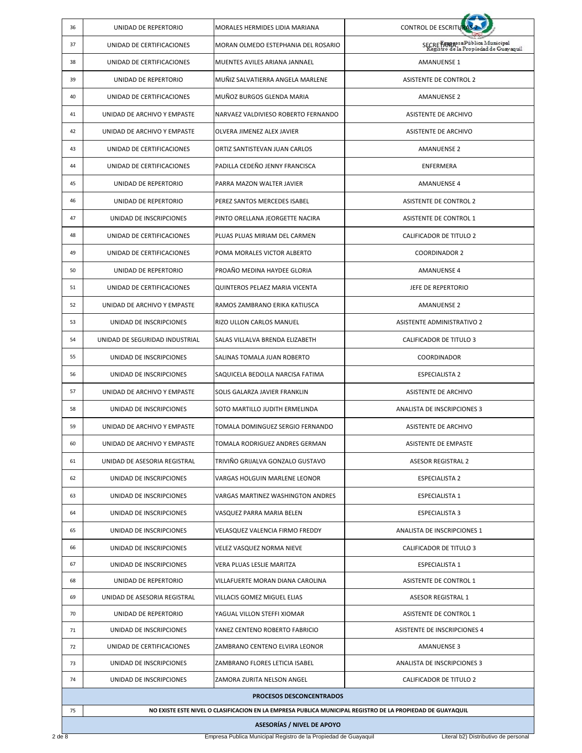| 36 | UNIDAD DE REPERTORIO | MORALES HERMIDES LIDIA MARIANA | CONTROL DE ESCRITURAS 2 |
|---|---|---|---|
| 37 | UNIDAD DE CERTIFICACIONES | MORAN OLMEDO ESTEPHANIA DEL ROSARIO | SECRETARIA |
| 38 | UNIDAD DE CERTIFICACIONES | MUENTES AVILES ARIANA JANNAEL | AMANUENSE 1 |
| 39 | UNIDAD DE REPERTORIO | MUÑIZ SALVATIERRA ANGELA MARLENE | ASISTENTE DE CONTROL 2 |
| 40 | UNIDAD DE CERTIFICACIONES | MUÑOZ BURGOS GLENDA MARIA | AMANUENSE 2 |
| 41 | UNIDAD DE ARCHIVO Y EMPASTE | NARVAEZ VALDIVIESO ROBERTO FERNANDO | ASISTENTE DE ARCHIVO |
| 42 | UNIDAD DE ARCHIVO Y EMPASTE | OLVERA JIMENEZ ALEX JAVIER | ASISTENTE DE ARCHIVO |
| 43 | UNIDAD DE CERTIFICACIONES | ORTIZ SANTISTEVAN JUAN CARLOS | AMANUENSE 2 |
| 44 | UNIDAD DE CERTIFICACIONES | PADILLA CEDEÑO JENNY FRANCISCA | ENFERMERA |
| 45 | UNIDAD DE REPERTORIO | PARRA MAZON WALTER JAVIER | AMANUENSE 4 |
| 46 | UNIDAD DE REPERTORIO | PEREZ SANTOS MERCEDES ISABEL | ASISTENTE DE CONTROL 2 |
| 47 | UNIDAD DE INSCRIPCIONES | PINTO ORELLANA JEORGETTE NACIRA | ASISTENTE DE CONTROL 1 |
| 48 | UNIDAD DE CERTIFICACIONES | PLUAS PLUAS MIRIAM DEL CARMEN | CALIFICADOR DE TITULO 2 |
| 49 | UNIDAD DE CERTIFICACIONES | POMA MORALES VICTOR ALBERTO | COORDINADOR 2 |
| 50 | UNIDAD DE REPERTORIO | PROAÑO MEDINA HAYDEE GLORIA | AMANUENSE 4 |
| 51 | UNIDAD DE CERTIFICACIONES | QUINTEROS PELAEZ MARIA VICENTA | JEFE DE REPERTORIO |
| 52 | UNIDAD DE ARCHIVO Y EMPASTE | RAMOS ZAMBRANO ERIKA KATIUSCA | AMANUENSE 2 |
| 53 | UNIDAD DE INSCRIPCIONES | RIZO ULLON CARLOS MANUEL | ASISTENTE ADMINISTRATIVO 2 |
| 54 | UNIDAD DE SEGURIDAD INDUSTRIAL | SALAS VILLALVA BRENDA ELIZABETH | CALIFICADOR DE TITULO 3 |
| 55 | UNIDAD DE INSCRIPCIONES | SALINAS TOMALA JUAN ROBERTO | COORDINADOR |
| 56 | UNIDAD DE INSCRIPCIONES | SAQUICELA BEDOLLA NARCISA FATIMA | ESPECIALISTA 2 |
| 57 | UNIDAD DE ARCHIVO Y EMPASTE | SOLIS GALARZA JAVIER FRANKLIN | ASISTENTE DE ARCHIVO |
| 58 | UNIDAD DE INSCRIPCIONES | SOTO MARTILLO JUDITH ERMELINDA | ANALISTA DE INSCRIPCIONES 3 |
| 59 | UNIDAD DE ARCHIVO Y EMPASTE | TOMALA DOMINGUEZ SERGIO FERNANDO | ASISTENTE DE ARCHIVO |
| 60 | UNIDAD DE ARCHIVO Y EMPASTE | TOMALA RODRIGUEZ ANDRES GERMAN | ASISTENTE DE EMPASTE |
| 61 | UNIDAD DE ASESORIA REGISTRAL | TRIVIÑO GRIJALVA GONZALO GUSTAVO | ASESOR REGISTRAL 2 |
| 62 | UNIDAD DE INSCRIPCIONES | VARGAS HOLGUIN MARLENE LEONOR | ESPECIALISTA 2 |
| 63 | UNIDAD DE INSCRIPCIONES | VARGAS MARTINEZ WASHINGTON ANDRES | ESPECIALISTA 1 |
| 64 | UNIDAD DE INSCRIPCIONES | VASQUEZ PARRA MARIA BELEN | ESPECIALISTA 3 |
| 65 | UNIDAD DE INSCRIPCIONES | VELASQUEZ VALENCIA FIRMO FREDDY | ANALISTA DE INSCRIPCIONES 1 |
| 66 | UNIDAD DE INSCRIPCIONES | VELEZ VASQUEZ NORMA NIEVE | CALIFICADOR DE TITULO 3 |
| 67 | UNIDAD DE INSCRIPCIONES | VERA PLUAS LESLIE MARITZA | ESPECIALISTA 1 |
| 68 | UNIDAD DE REPERTORIO | VILLAFUERTE MORAN DIANA CAROLINA | ASISTENTE DE CONTROL 1 |
| 69 | UNIDAD DE ASESORIA REGISTRAL | VILLACIS GOMEZ MIGUEL ELIAS | ASESOR REGISTRAL 1 |
| 70 | UNIDAD DE REPERTORIO | YAGUAL VILLON STEFFI XIOMAR | ASISTENTE DE CONTROL 1 |
| 71 | UNIDAD DE INSCRIPCIONES | YANEZ CENTENO ROBERTO FABRICIO | ASISTENTE DE INSCRIPCIONES 4 |
| 72 | UNIDAD DE CERTIFICACIONES | ZAMBRANO CENTENO ELVIRA LEONOR | AMANUENSE 3 |
| 73 | UNIDAD DE INSCRIPCIONES | ZAMBRANO FLORES LETICIA ISABEL | ANALISTA DE INSCRIPCIONES 3 |
| 74 | UNIDAD DE INSCRIPCIONES | ZAMORA ZURITA NELSON ANGEL | CALIFICADOR DE TITULO 2 |
| | **PROCESOS DESCONCENTRADOS** | | |
| 75 | **NO EXISTE ESTE NIVEL O CLASIFICACION EN LA EMPRESA PUBLICA MUNICIPAL REGISTRO DE LA PROPIEDAD DE GUAYAQUIL** | | |
| | **ASESORÍAS / NIVEL DE APOYO** | | |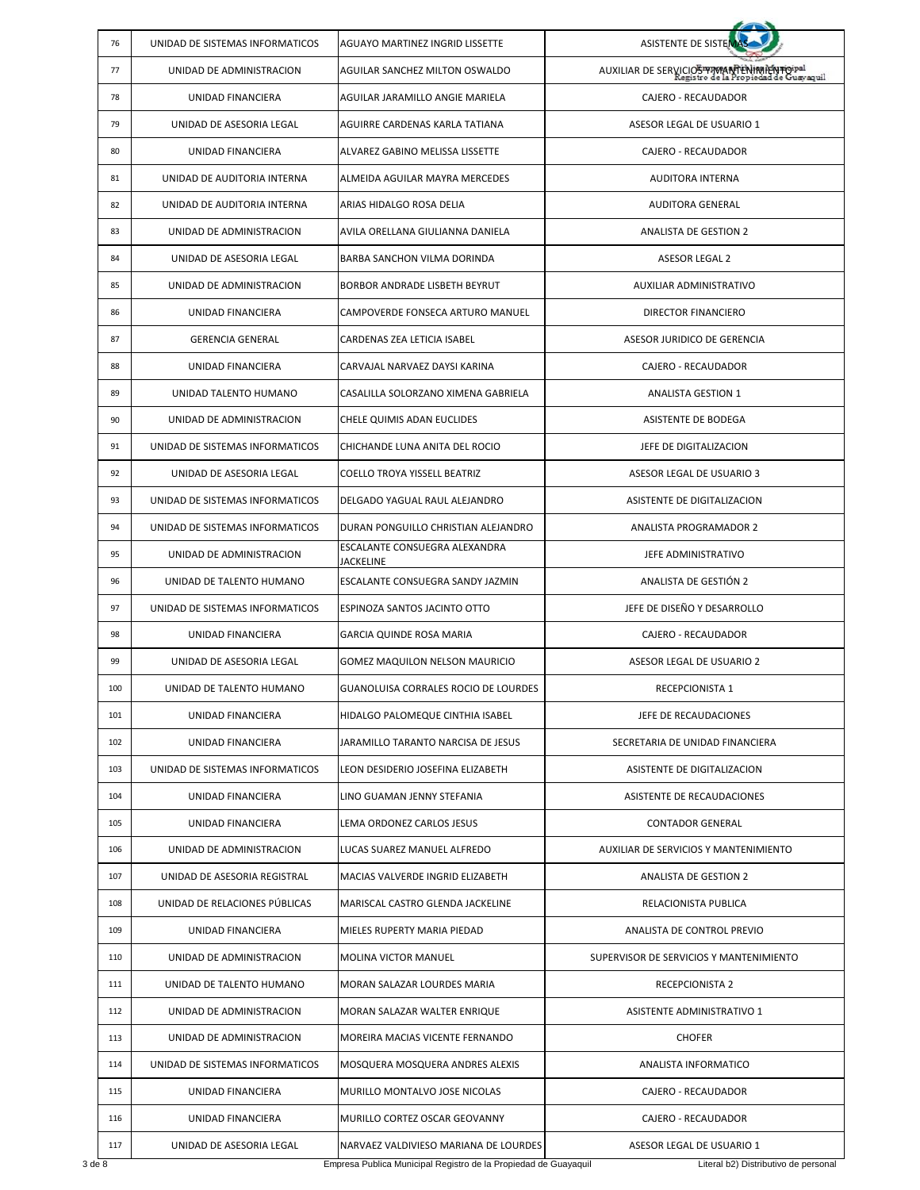| 76 | UNIDAD DE SISTEMAS INFORMATICOS | AGUAYO MARTINEZ INGRID LISSETTE | ASISTENTE DE SISTEMAS |
|---|---|---|---|
| 77 | UNIDAD DE ADMINISTRACION | AGUILAR SANCHEZ MILTON OSWALDO | AUXILIAR DE SERVICIOS Y MANTENIMIENTO |
| 78 | UNIDAD FINANCIERA | AGUILAR JARAMILLO ANGIE MARIELA | CAJERO - RECAUDADOR |
| 79 | UNIDAD DE ASESORIA LEGAL | AGUIRRE CARDENAS KARLA TATIANA | ASESOR LEGAL DE USUARIO 1 |
| 80 | UNIDAD FINANCIERA | ALVAREZ GABINO MELISSA LISSETTE | CAJERO - RECAUDADOR |
| 81 | UNIDAD DE AUDITORIA INTERNA | ALMEIDA AGUILAR MAYRA MERCEDES | AUDITORA INTERNA |
| 82 | UNIDAD DE AUDITORIA INTERNA | ARIAS HIDALGO ROSA DELIA | AUDITORA GENERAL |
| 83 | UNIDAD DE ADMINISTRACION | AVILA ORELLANA GIULIANNA DANIELA | ANALISTA DE GESTION 2 |
| 84 | UNIDAD DE ASESORIA LEGAL | BARBA SANCHON VILMA DORINDA | ASESOR LEGAL 2 |
| 85 | UNIDAD DE ADMINISTRACION | BORBOR ANDRADE LISBETH BEYRUT | AUXILIAR ADMINISTRATIVO |
| 86 | UNIDAD FINANCIERA | CAMPOVERDE FONSECA ARTURO MANUEL | DIRECTOR FINANCIERO |
| 87 | GERENCIA GENERAL | CARDENAS ZEA LETICIA ISABEL | ASESOR JURIDICO DE GERENCIA |
| 88 | UNIDAD FINANCIERA | CARVAJAL NARVAEZ DAYSI KARINA | CAJERO - RECAUDADOR |
| 89 | UNIDAD TALENTO HUMANO | CASALILLA SOLORZANO XIMENA GABRIELA | ANALISTA GESTION 1 |
| 90 | UNIDAD DE ADMINISTRACION | CHELE QUIMIS ADAN EUCLIDES | ASISTENTE DE BODEGA |
| 91 | UNIDAD DE SISTEMAS INFORMATICOS | CHICHANDE LUNA ANITA DEL ROCIO | JEFE DE DIGITALIZACION |
| 92 | UNIDAD DE ASESORIA LEGAL | COELLO TROYA YISSELL BEATRIZ | ASESOR LEGAL DE USUARIO 3 |
| 93 | UNIDAD DE SISTEMAS INFORMATICOS | DELGADO YAGUAL RAUL ALEJANDRO | ASISTENTE DE DIGITALIZACION |
| 94 | UNIDAD DE SISTEMAS INFORMATICOS | DURAN PONGUILLO CHRISTIAN ALEJANDRO | ANALISTA PROGRAMADOR 2 |
| 95 | UNIDAD DE ADMINISTRACION | ESCALANTE CONSUEGRA ALEXANDRA JACKELINE | JEFE ADMINISTRATIVO |
| 96 | UNIDAD DE TALENTO HUMANO | ESCALANTE CONSUEGRA SANDY JAZMIN | ANALISTA DE GESTIÓN 2 |
| 97 | UNIDAD DE SISTEMAS INFORMATICOS | ESPINOZA SANTOS JACINTO OTTO | JEFE DE DISEÑO Y DESARROLLO |
| 98 | UNIDAD FINANCIERA | GARCIA QUINDE ROSA MARIA | CAJERO - RECAUDADOR |
| 99 | UNIDAD DE ASESORIA LEGAL | GOMEZ MAQUILON NELSON MAURICIO | ASESOR LEGAL DE USUARIO 2 |
| 100 | UNIDAD DE TALENTO HUMANO | GUANOLUISA CORRALES ROCIO DE LOURDES | RECEPCIONISTA 1 |
| 101 | UNIDAD FINANCIERA | HIDALGO PALOMEQUE CINTHIA ISABEL | JEFE DE RECAUDACIONES |
| 102 | UNIDAD FINANCIERA | JARAMILLO TARANTO NARCISA DE JESUS | SECRETARIA DE UNIDAD FINANCIERA |
| 103 | UNIDAD DE SISTEMAS INFORMATICOS | LEON DESIDERIO JOSEFINA ELIZABETH | ASISTENTE DE DIGITALIZACION |
| 104 | UNIDAD FINANCIERA | LINO GUAMAN JENNY STEFANIA | ASISTENTE DE RECAUDACIONES |
| 105 | UNIDAD FINANCIERA | LEMA ORDONEZ CARLOS JESUS | CONTADOR GENERAL |
| 106 | UNIDAD DE ADMINISTRACION | LUCAS SUAREZ MANUEL ALFREDO | AUXILIAR DE SERVICIOS Y MANTENIMIENTO |
| 107 | UNIDAD DE ASESORIA REGISTRAL | MACIAS VALVERDE INGRID ELIZABETH | ANALISTA DE GESTION 2 |
| 108 | UNIDAD DE RELACIONES PÚBLICAS | MARISCAL CASTRO GLENDA JACKELINE | RELACIONISTA PUBLICA |
| 109 | UNIDAD FINANCIERA | MIELES RUPERTY MARIA PIEDAD | ANALISTA DE CONTROL PREVIO |
| 110 | UNIDAD DE ADMINISTRACION | MOLINA VICTOR MANUEL | SUPERVISOR DE SERVICIOS Y MANTENIMIENTO |
| 111 | UNIDAD DE TALENTO HUMANO | MORAN SALAZAR LOURDES MARIA | RECEPCIONISTA 2 |
| 112 | UNIDAD DE ADMINISTRACION | MORAN SALAZAR WALTER ENRIQUE | ASISTENTE ADMINISTRATIVO 1 |
| 113 | UNIDAD DE ADMINISTRACION | MOREIRA MACIAS VICENTE FERNANDO | CHOFER |
| 114 | UNIDAD DE SISTEMAS INFORMATICOS | MOSQUERA MOSQUERA ANDRES ALEXIS | ANALISTA INFORMATICO |
| 115 | UNIDAD FINANCIERA | MURILLO MONTALVO JOSE NICOLAS | CAJERO - RECAUDADOR |
| 116 | UNIDAD FINANCIERA | MURILLO CORTEZ OSCAR GEOVANNY | CAJERO - RECAUDADOR |
| 117 | UNIDAD DE ASESORIA LEGAL | NARVAEZ VALDIVIESO MARIANA DE LOURDES | ASESOR LEGAL DE USUARIO 1 |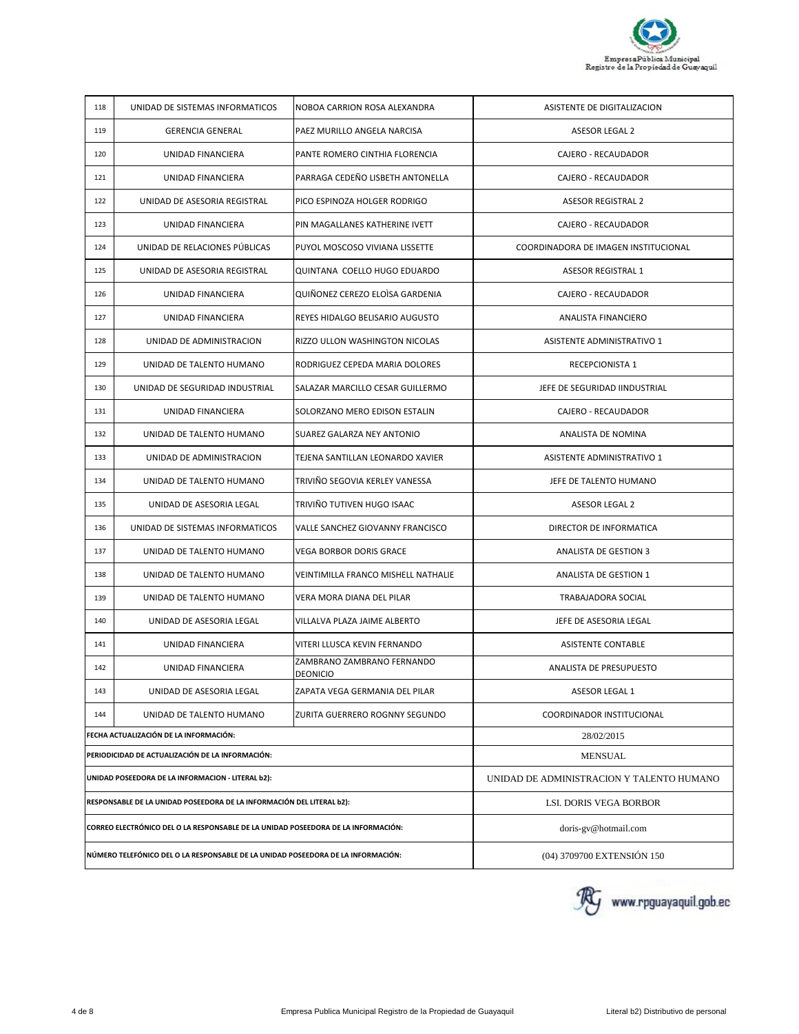| | | | |
|---|---|---|---|
| 118 | UNIDAD DE SISTEMAS INFORMATICOS | NOBOA CARRION ROSA ALEXANDRA | ASISTENTE DE DIGITALIZACION |
| 119 | GERENCIA GENERAL | PAEZ MURILLO ANGELA NARCISA | ASESOR LEGAL 2 |
| 120 | UNIDAD FINANCIERA | PANTE ROMERO CINTHIA FLORENCIA | CAJERO - RECAUDADOR |
| 121 | UNIDAD FINANCIERA | PARRAGA CEDEÑO LISBETH ANTONELLA | CAJERO - RECAUDADOR |
| 122 | UNIDAD DE ASESORIA REGISTRAL | PICO ESPINOZA HOLGER RODRIGO | ASESOR REGISTRAL 2 |
| 123 | UNIDAD FINANCIERA | PIN MAGALLANES KATHERINE IVETT | CAJERO - RECAUDADOR |
| 124 | UNIDAD DE RELACIONES PÚBLICAS | PUYOL MOSCOSO VIVIANA LISSETTE | COORDINADORA DE IMAGEN INSTITUCIONAL |
| 125 | UNIDAD DE ASESORIA REGISTRAL | QUINTANA COELLO HUGO EDUARDO | ASESOR REGISTRAL 1 |
| 126 | UNIDAD FINANCIERA | QUIÑONEZ CEREZO ELOÌSA GARDENIA | CAJERO - RECAUDADOR |
| 127 | UNIDAD FINANCIERA | REYES HIDALGO BELISARIO AUGUSTO | ANALISTA FINANCIERO |
| 128 | UNIDAD DE ADMINISTRACION | RIZZO ULLON WASHINGTON NICOLAS | ASISTENTE ADMINISTRATIVO 1 |
| 129 | UNIDAD DE TALENTO HUMANO | RODRIGUEZ CEPEDA MARIA DOLORES | RECEPCIONISTA 1 |
| 130 | UNIDAD DE SEGURIDAD INDUSTRIAL | SALAZAR MARCILLO CESAR GUILLERMO | JEFE DE SEGURIDAD IINDUSTRIAL |
| 131 | UNIDAD FINANCIERA | SOLORZANO MERO EDISON ESTALIN | CAJERO - RECAUDADOR |
| 132 | UNIDAD DE TALENTO HUMANO | SUAREZ GALARZA NEY ANTONIO | ANALISTA DE NOMINA |
| 133 | UNIDAD DE ADMINISTRACION | TEJENA SANTILLAN LEONARDO XAVIER | ASISTENTE ADMINISTRATIVO 1 |
| 134 | UNIDAD DE TALENTO HUMANO | TRIVIÑO SEGOVIA KERLEY VANESSA | JEFE DE TALENTO HUMANO |
| 135 | UNIDAD DE ASESORIA LEGAL | TRIVIÑO TUTIVEN HUGO ISAAC | ASESOR LEGAL 2 |
| 136 | UNIDAD DE SISTEMAS INFORMATICOS | VALLE SANCHEZ GIOVANNY FRANCISCO | DIRECTOR DE INFORMATICA |
| 137 | UNIDAD DE TALENTO HUMANO | VEGA BORBOR DORIS GRACE | ANALISTA DE GESTION 3 |
| 138 | UNIDAD DE TALENTO HUMANO | VEINTIMILLA FRANCO MISHELL NATHALIE | ANALISTA DE GESTION 1 |
| 139 | UNIDAD DE TALENTO HUMANO | VERA MORA DIANA DEL PILAR | TRABAJADORA SOCIAL |
| 140 | UNIDAD DE ASESORIA LEGAL | VILLALVA PLAZA JAIME ALBERTO | JEFE DE ASESORIA LEGAL |
| 141 | UNIDAD FINANCIERA | VITERI LLUSCA KEVIN FERNANDO | ASISTENTE CONTABLE |
| 142 | UNIDAD FINANCIERA | ZAMBRANO ZAMBRANO FERNANDO DEONICIO | ANALISTA DE PRESUPUESTO |
| 143 | UNIDAD DE ASESORIA LEGAL | ZAPATA VEGA GERMANIA DEL PILAR | ASESOR LEGAL 1 |
| 144 | UNIDAD DE TALENTO HUMANO | ZURITA GUERRERO ROGNNY SEGUNDO | COORDINADOR INSTITUCIONAL |
| **FECHA ACTUALIZACIÓN DE LA INFORMACIÓN:** | | | 28/02/2015 |
| **PERIODICIDAD DE ACTUALIZACIÓN DE LA INFORMACIÓN:** | | | MENSUAL |
| **UNIDAD POSEEDORA DE LA INFORMACION - LITERAL b2):** | | | UNIDAD DE ADMINISTRACION Y TALENTO HUMANO |
| **RESPONSABLE DE LA UNIDAD POSEEDORA DE LA INFORMACIÓN DEL LITERAL b2):** | | | LSI. DORIS VEGA BORBOR |
| **CORREO ELECTRÓNICO DEL O LA RESPONSABLE DE LA UNIDAD POSEEDORA DE LA INFORMACIÓN:** | | | doris-gv@hotmail.com |
| **NÚMERO TELEFÓNICO DEL O LA RESPONSABLE DE LA UNIDAD POSEEDORA DE LA INFORMACIÓN:** | | | (04) 3709700 EXTENSIÓN 150 |